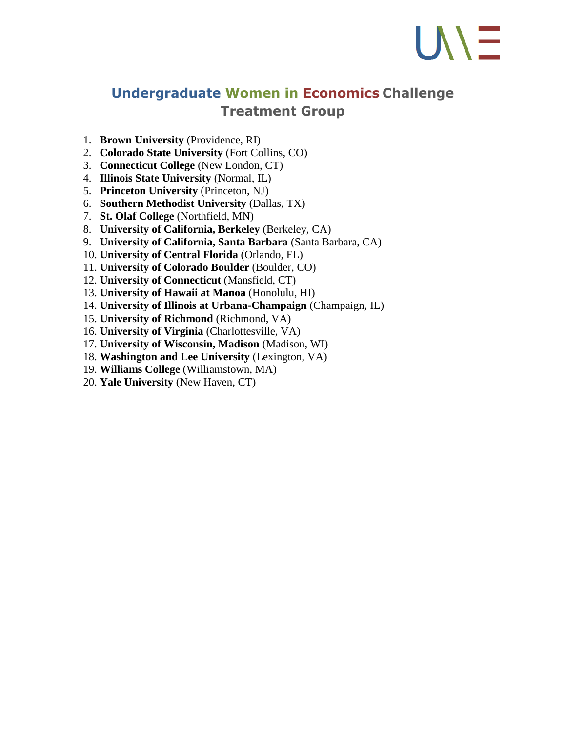# Undergraduate Women in Economics Challenge
## Treatment Group

1. **Brown University** (Providence, RI)
2. **Colorado State University** (Fort Collins, CO)
3. **Connecticut College** (New London, CT)
4. **Illinois State University** (Normal, IL)
5. **Princeton University** (Princeton, NJ)
6. **Southern Methodist University** (Dallas, TX)
7. **St. Olaf College** (Northfield, MN)
8. **University of California, Berkeley** (Berkeley, CA)
9. **University of California, Santa Barbara** (Santa Barbara, CA)
10. **University of Central Florida** (Orlando, FL)
11. **University of Colorado Boulder** (Boulder, CO)
12. **University of Connecticut** (Mansfield, CT)
13. **University of Hawaii at Manoa** (Honolulu, HI)
14. **University of Illinois at Urbana-Champaign** (Champaign, IL)
15. **University of Richmond** (Richmond, VA)
16. **University of Virginia** (Charlottesville, VA)
17. **University of Wisconsin, Madison** (Madison, WI)
18. **Washington and Lee University** (Lexington, VA)
19. **Williams College** (Williamstown, MA)
20. **Yale University** (New Haven, CT)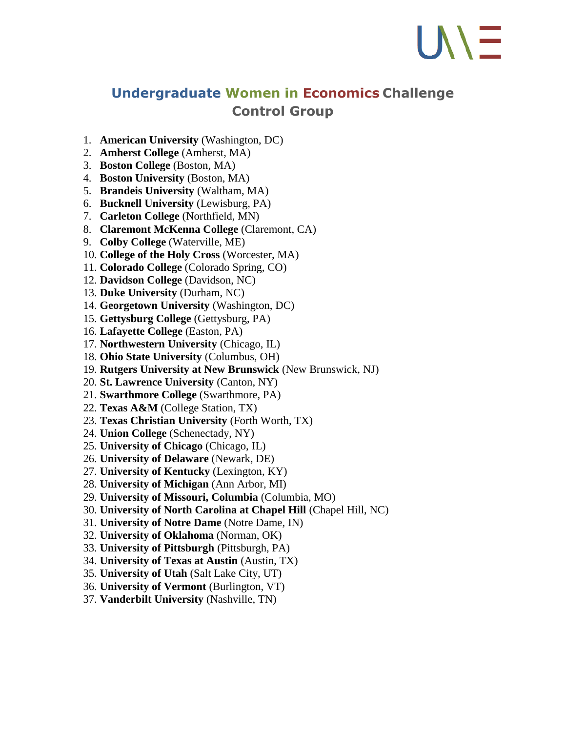## Undergraduate Women in Economics Challenge
## Control Group

1. **American University** (Washington, DC)
2. **Amherst College** (Amherst, MA)
3. **Boston College** (Boston, MA)
4. **Boston University** (Boston, MA)
5. **Brandeis University** (Waltham, MA)
6. **Bucknell University** (Lewisburg, PA)
7. **Carleton College** (Northfield, MN)
8. **Claremont McKenna College** (Claremont, CA)
9. **Colby College** (Waterville, ME)
10. **College of the Holy Cross** (Worcester, MA)
11. **Colorado College** (Colorado Spring, CO)
12. **Davidson College** (Davidson, NC)
13. **Duke University** (Durham, NC)
14. **Georgetown University** (Washington, DC)
15. **Gettysburg College** (Gettysburg, PA)
16. **Lafayette College** (Easton, PA)
17. **Northwestern University** (Chicago, IL)
18. **Ohio State University** (Columbus, OH)
19. **Rutgers University at New Brunswick** (New Brunswick, NJ)
20. **St. Lawrence University** (Canton, NY)
21. **Swarthmore College** (Swarthmore, PA)
22. **Texas A&M** (College Station, TX)
23. **Texas Christian University** (Forth Worth, TX)
24. **Union College** (Schenectady, NY)
25. **University of Chicago** (Chicago, IL)
26. **University of Delaware** (Newark, DE)
27. **University of Kentucky** (Lexington, KY)
28. **University of Michigan** (Ann Arbor, MI)
29. **University of Missouri, Columbia** (Columbia, MO)
30. **University of North Carolina at Chapel Hill** (Chapel Hill, NC)
31. **University of Notre Dame** (Notre Dame, IN)
32. **University of Oklahoma** (Norman, OK)
33. **University of Pittsburgh** (Pittsburgh, PA)
34. **University of Texas at Austin** (Austin, TX)
35. **University of Utah** (Salt Lake City, UT)
36. **University of Vermont** (Burlington, VT)
37. **Vanderbilt University** (Nashville, TN)